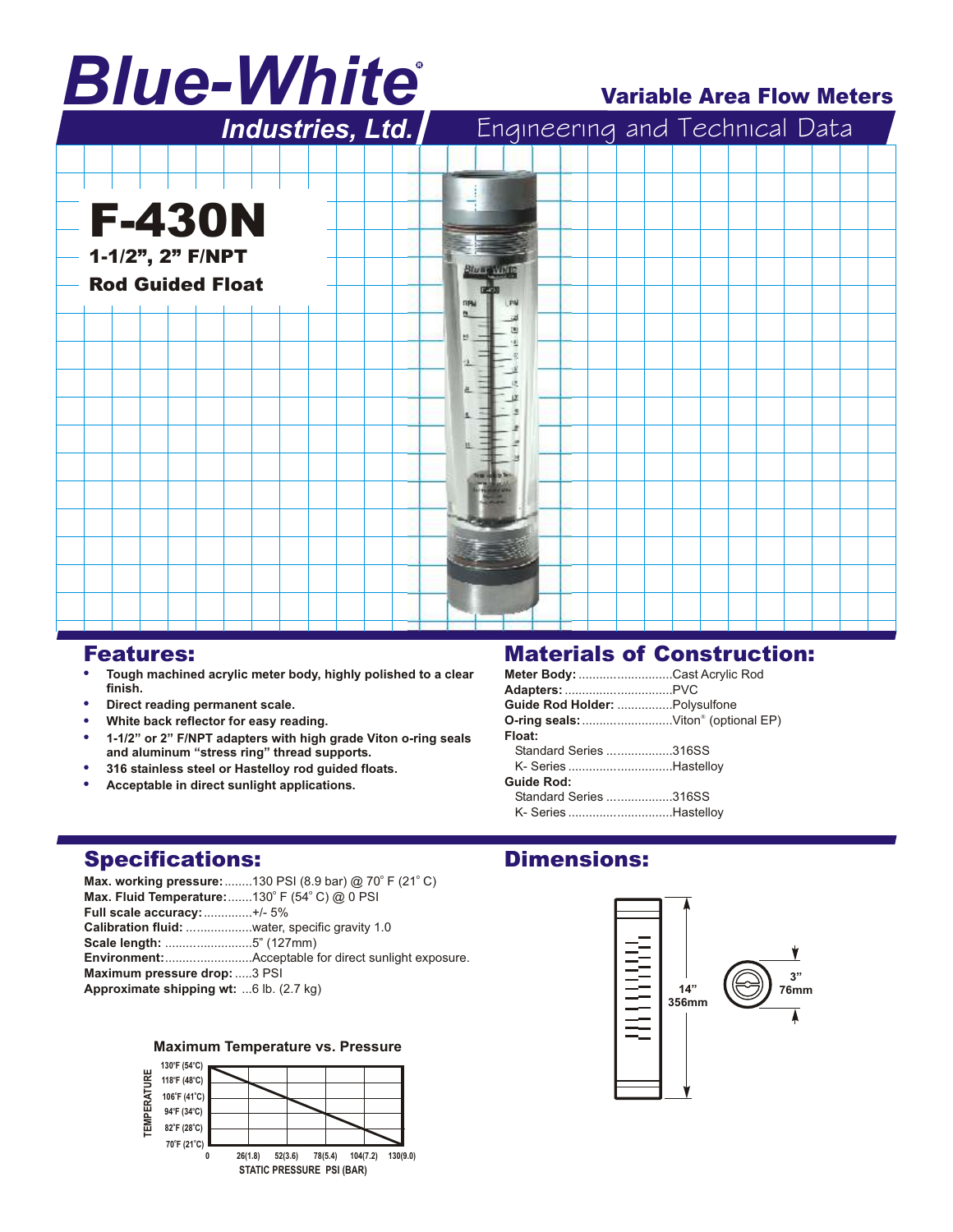# Blue-White® Industries, Ltd.

## Variable Area Flow Meters

Engineering and Technical Data

# F-430N

**1-1/2", 2" F/NPT**

**Rod Guided Float**

## Features:

- **Tough machined acrylic meter body, highly polished to a clear finish.**
- **Direct reading permanent scale.**
- **White back reflector for easy reading.**
- **1-1/2" or 2" F/NPT adapters with high grade Viton o-ring seals and aluminum "stress ring" thread supports.**
- **316 stainless steel or Hastelloy rod guided floats.**
- **Acceptable in direct sunlight applications.**

## Materials of Construction:

**Meter Body:** ............................Cast Acrylic Rod
**Adapters:** ...............................PVC
**Guide Rod Holder:** ................Polysulfone
**O-ring seals:** ..........................Viton® (optional EP)
**Float:**
Standard Series ...................316SS
K- Series ..............................Hastelloy
**Guide Rod:**
Standard Series ...................316SS
K- Series ..............................Hastelloy

## Specifications:

**Max. working pressure:** ........130 PSI (8.9 bar) @ 70˚ F (21˚ C)
**Max. Fluid Temperature:** .......130˚ F (54˚ C) @ 0 PSI
**Full scale accuracy:** ..............+/- 5%
**Calibration fluid:** ...................water, specific gravity 1.0
**Scale length:** .........................5" (127mm)
**Environment:** .........................Acceptable for direct sunlight exposure.
**Maximum pressure drop:** .....3 PSI
**Approximate shipping wt:** ...6 lb. (2.7 kg)

**Maximum Temperature vs. Pressure**

TEMPERATURE: 130°F (54°C), 118°F (48°C), 106°F (41°C), 94°F (34°C), 82°F (28°C), 70°F (21°C)

STATIC PRESSURE PSI (BAR): 0, 26(1.8), 52(3.6), 78(5.4), 104(7.2), 130(9.0)

## Dimensions:

14" 356mm

3" 76mm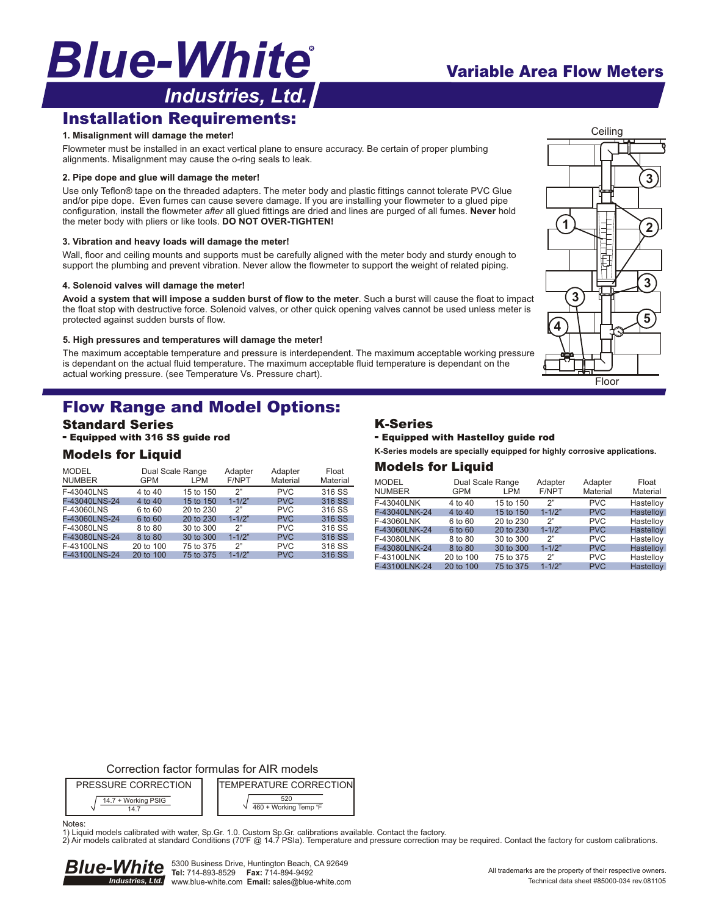# Blue-White Industries, Ltd.

## Variable Area Flow Meters

## Installation Requirements:

**1. Misalignment will damage the meter!**

Flowmeter must be installed in an exact vertical plane to ensure accuracy. Be certain of proper plumbing alignments. Misalignment may cause the o-ring seals to leak.

**2. Pipe dope and glue will damage the meter!**

Use only Teflon® tape on the threaded adapters. The meter body and plastic fittings cannot tolerate PVC Glue and/or pipe dope. Even fumes can cause severe damage. If you are installing your flowmeter to a glued pipe configuration, install the flowmeter *after* all glued fittings are dried and lines are purged of all fumes. **Never** hold the meter body with pliers or like tools. **DO NOT OVER-TIGHTEN!**

**3. Vibration and heavy loads will damage the meter!**

Wall, floor and ceiling mounts and supports must be carefully aligned with the meter body and sturdy enough to support the plumbing and prevent vibration. Never allow the flowmeter to support the weight of related piping.

**4. Solenoid valves will damage the meter!**

**Avoid a system that will impose a sudden burst of flow to the meter**. Such a burst will cause the float to impact the float stop with destructive force. Solenoid valves, or other quick opening valves cannot be used unless meter is protected against sudden bursts of flow.

**5. High pressures and temperatures will damage the meter!**

The maximum acceptable temperature and pressure is interdependent. The maximum acceptable working pressure is dependant on the actual fluid temperature. The maximum acceptable fluid temperature is dependant on the actual working pressure. (see Temperature Vs. Pressure chart).

Ceiling

1
2
3
3
3
4
5

Floor

## Flow Range and Model Options:

### Standard Series

**- Equipped with 316 SS guide rod**

### Models for Liquid

| MODEL NUMBER | Dual Scale Range GPM | LPM | Adapter F/NPT | Adapter Material | Float Material |
|---|---|---|---|---|---|
| F-43040LNS | 4 to 40 | 15 to 150 | 2" | PVC | 316 SS |
| F-43040LNS-24 | 4 to 40 | 15 to 150 | 1-1/2" | PVC | 316 SS |
| F-43060LNS | 6 to 60 | 20 to 230 | 2" | PVC | 316 SS |
| F-43060LNS-24 | 6 to 60 | 20 to 230 | 1-1/2" | PVC | 316 SS |
| F-43080LNS | 8 to 80 | 30 to 300 | 2" | PVC | 316 SS |
| F-43080LNS-24 | 8 to 80 | 30 to 300 | 1-1/2" | PVC | 316 SS |
| F-43100LNS | 20 to 100 | 75 to 375 | 2" | PVC | 316 SS |
| F-43100LNS-24 | 20 to 100 | 75 to 375 | 1-1/2" | PVC | 316 SS |

### K-Series

**- Equipped with Hastelloy guide rod**

**K-Series models are specially equipped for highly corrosive applications.**

### Models for Liquid

| MODEL NUMBER | Dual Scale Range GPM | LPM | Adapter F/NPT | Adapter Material | Float Material |
|---|---|---|---|---|---|
| F-43040LNK | 4 to 40 | 15 to 150 | 2" | PVC | Hastelloy |
| F-43040LNK-24 | 4 to 40 | 15 to 150 | 1-1/2" | PVC | Hastelloy |
| F-43060LNK | 6 to 60 | 20 to 230 | 2" | PVC | Hastelloy |
| F-43060LNK-24 | 6 to 60 | 20 to 230 | 1-1/2" | PVC | Hastelloy |
| F-43080LNK | 8 to 80 | 30 to 300 | 2" | PVC | Hastelloy |
| F-43080LNK-24 | 8 to 80 | 30 to 300 | 1-1/2" | PVC | Hastelloy |
| F-43100LNK | 20 to 100 | 75 to 375 | 2" | PVC | Hastelloy |
| F-43100LNK-24 | 20 to 100 | 75 to 375 | 1-1/2" | PVC | Hastelloy |

Correction factor formulas for AIR models

PRESSURE CORRECTION

$$\sqrt{\frac{14.7 + \text{Working PSIG}}{14.7}}$$

TEMPERATURE CORRECTION

$$\sqrt{\frac{520}{460 + \text{Working Temp °F}}}$$

Notes:
1) Liquid models calibrated with water, Sp.Gr. 1.0. Custom Sp.Gr. calibrations available. Contact the factory.
2) Air models calibrated at standard Conditions (70°F @ 14.7 PSIa). Temperature and pressure correction may be required. Contact the factory for custom calibrations.

Blue-White Industries, Ltd.
5300 Business Drive, Huntington Beach, CA 92649
**Tel:** 714-893-8529 **Fax:** 714-894-9492
www.blue-white.com **Email:** sales@blue-white.com

All trademarks are the property of their respective owners.
Technical data sheet #85000-034 rev.081105